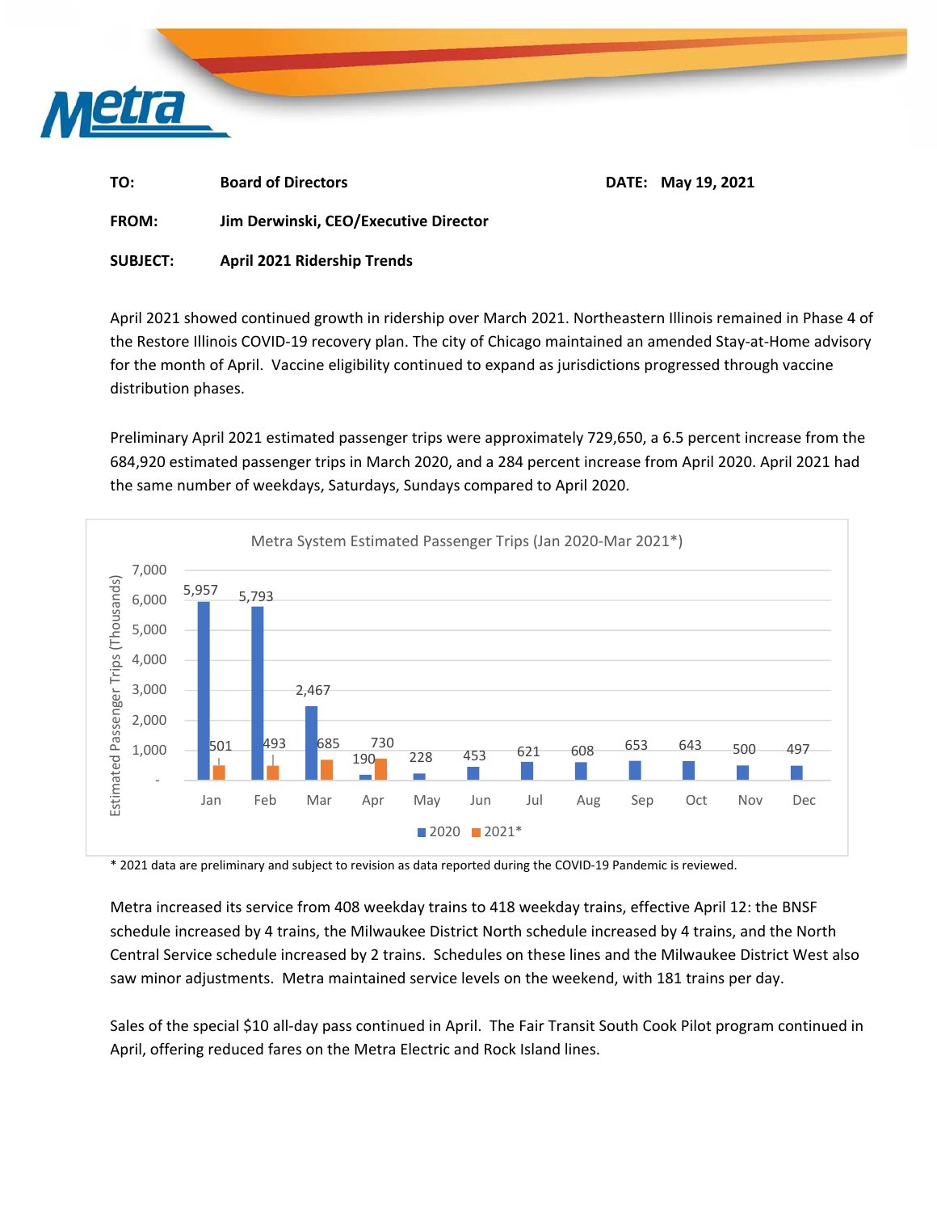**TO:** Board of Directors **DATE:** May 19, 2021

**FROM:** Jim Derwinski, CEO/Executive Director

**SUBJECT:** April 2021 Ridership Trends

April 2021 showed continued growth in ridership over March 2021. Northeastern Illinois remained in Phase 4 of the Restore Illinois COVID-19 recovery plan. The city of Chicago maintained an amended Stay-at-Home advisory for the month of April. Vaccine eligibility continued to expand as jurisdictions progressed through vaccine distribution phases.

Preliminary April 2021 estimated passenger trips were approximately 729,650, a 6.5 percent increase from the 684,920 estimated passenger trips in March 2020, and a 284 percent increase from April 2020. April 2021 had the same number of weekdays, Saturdays, Sundays compared to April 2020.

Metra System Estimated Passenger Trips (Jan 2020-Mar 2021*)

Estimated Passenger Trips (Thousands)

| Month | 2020 | 2021* |
|---|---|---|
| Jan | 5,957 | 501 |
| Feb | 5,793 | 493 |
| Mar | 2,467 | 685 |
| Apr | 190 | 730 |
| May | 228 | |
| Jun | 453 | |
| Jul | 621 | |
| Aug | 608 | |
| Sep | 653 | |
| Oct | 643 | |
| Nov | 500 | |
| Dec | 497 | |

\* 2021 data are preliminary and subject to revision as data reported during the COVID-19 Pandemic is reviewed.

Metra increased its service from 408 weekday trains to 418 weekday trains, effective April 12: the BNSF schedule increased by 4 trains, the Milwaukee District North schedule increased by 4 trains, and the North Central Service schedule increased by 2 trains. Schedules on these lines and the Milwaukee District West also saw minor adjustments. Metra maintained service levels on the weekend, with 181 trains per day.

Sales of the special $10 all-day pass continued in April. The Fair Transit South Cook Pilot program continued in April, offering reduced fares on the Metra Electric and Rock Island lines.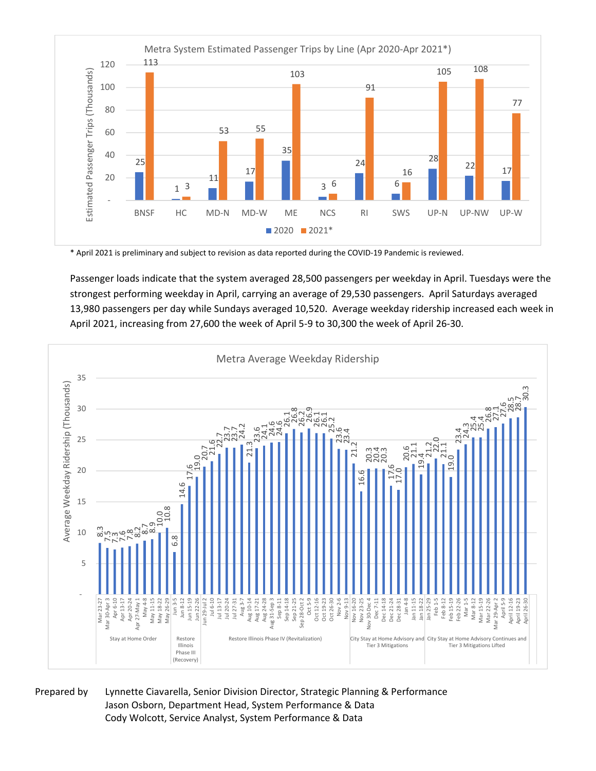Metra System Estimated Passenger Trips by Line (Apr 2020-Apr 2021*)

Estimated Passenger Trips (Thousands)

120
100
80
60
40
20
-

BNSF 25 113
HC 1 3
MD-N 11 53
MD-W 17 55
ME 35 103
NCS 3 6
RI 24 91
SWS 6 16
UP-N 28 105
UP-NW 22 108
UP-W 17 77

2020 2021*

* April 2021 is preliminary and subject to revision as data reported during the COVID-19 Pandemic is reviewed.

Passenger loads indicate that the system averaged 28,500 passengers per weekday in April. Tuesdays were the strongest performing weekday in April, carrying an average of 29,530 passengers. April Saturdays averaged 13,980 passengers per day while Sundays averaged 10,520. Average weekday ridership increased each week in April 2021, increasing from 27,600 the week of April 5-9 to 30,300 the week of April 26-30.

Metra Average Weekday Ridership

Average Weekday Ridership (Thousands)

35
30
25
20
15
10
5
-

Mar 23-27 8.3
Mar 30-Apr 3 7.5
Apr 6-10 7.3
Apr 13-17 7.6
Apr 20-24 7.8
Apr 27-May 1 8.2
May 4-8 8.7
May 11-15 8.9
May 18-22 10.0
May 26-29 10.8
Jun 3-5 6.8
Jun 8-12 14.6
Jun 15-19 17.6
Jun 22-26 19.0
Jun 29-Jul 2 20.7
Jul 6-10 21.6
Jul 13-17 22.7
Jul 20-24 23.7
Jul 27-31 23.7
Aug 3-7 24.2
Aug 10-14 21.3
Aug 17-21 23.6
Aug 24-28 24.1
Aug 31-Sep 3 24.6
Sep 8-11 24.6
Sep 14-18 26.1
Sep 21-25 26.8
Sep 28-Oct 2 26.2
Oct 5-9 26.9
Oct 12-16 26.1
Oct 19-23 26.1
Oct 26-30 25.2
Nov 2-6 23.6
Nov 9-13 23.4
Nov 16-20 21.2
Nov 23-25 16.6
Nov 30-Dec 4 20.3
Dec 7-11 20.4
Dec 14-18 20.3
Dec 21-24 17.6
Dec 28-31 17.0
Jan 4-8 20.6
Jan 11-15 21.1
Jan 18-22 19.4
Jan 25-29 21.2
Feb 1-5 22.0
Feb 8-12 21.1
Feb 15-19 19.0
Feb 22-26 23.4
Mar 1-5 24.3
Mar 8-12 25.4
Mar 15-19 25.4
Mar 22-26 26.8
Mar 29-Apr 2 27.1
April 5-9 27.6
April 12-16 28.5
April 19-23 28.7
April 26-30 30.3

Stay at Home Order
Restore Illinois Phase III (Recovery)
Restore Illinois Phase IV (Revitalization)
City Stay at Home Advisory and Tier 3 Mitigations
City Stay at Home Advisory Continues and Tier 3 Mitigations Lifted

Prepared by Lynnette Ciavarella, Senior Division Director, Strategic Planning & Performance
Jason Osborn, Department Head, System Performance & Data
Cody Wolcott, Service Analyst, System Performance & Data